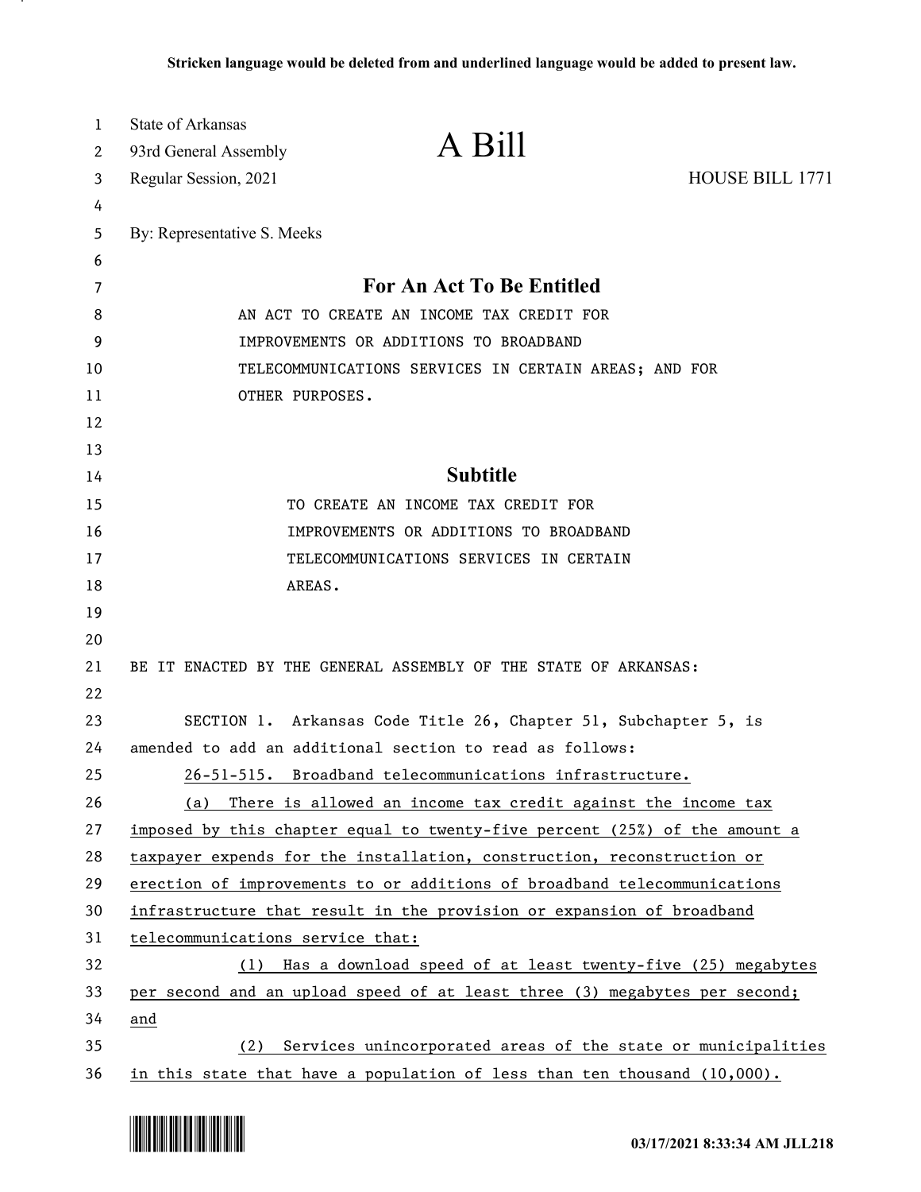**Stricken language would be deleted from and underlined language would be added to present law.**

State of Arkansas
93rd General Assembly
Regular Session, 2021

# A Bill

HOUSE BILL 1771

By: Representative S. Meeks

## For An Act To Be Entitled

AN ACT TO CREATE AN INCOME TAX CREDIT FOR IMPROVEMENTS OR ADDITIONS TO BROADBAND TELECOMMUNICATIONS SERVICES IN CERTAIN AREAS; AND FOR OTHER PURPOSES.

## Subtitle

TO CREATE AN INCOME TAX CREDIT FOR IMPROVEMENTS OR ADDITIONS TO BROADBAND TELECOMMUNICATIONS SERVICES IN CERTAIN AREAS.

BE IT ENACTED BY THE GENERAL ASSEMBLY OF THE STATE OF ARKANSAS:

SECTION 1. Arkansas Code Title 26, Chapter 51, Subchapter 5, is amended to add an additional section to read as follows:

<u>26-51-515. Broadband telecommunications infrastructure.</u>

<u>(a) There is allowed an income tax credit against the income tax imposed by this chapter equal to twenty-five percent (25%) of the amount a taxpayer expends for the installation, construction, reconstruction or erection of improvements to or additions of broadband telecommunications infrastructure that result in the provision or expansion of broadband telecommunications service that:</u>

<u>(1) Has a download speed of at least twenty-five (25) megabytes per second and an upload speed of at least three (3) megabytes per second; and</u>

<u>(2) Services unincorporated areas of the state or municipalities in this state that have a population of less than ten thousand (10,000).</u>

03/17/2021 8:33:34 AM JLL218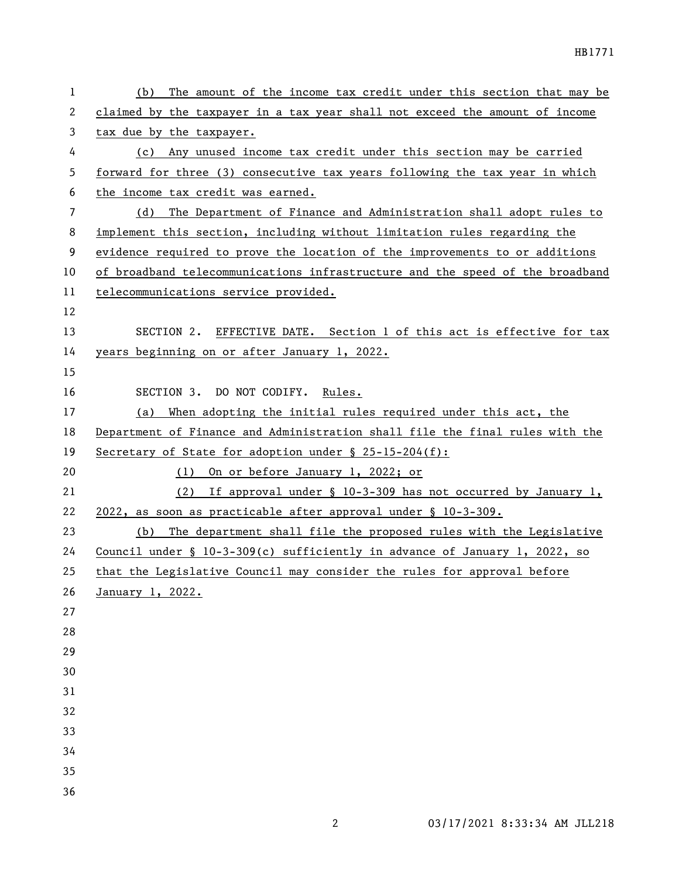(b) The amount of the income tax credit under this section that may be claimed by the taxpayer in a tax year shall not exceed the amount of income tax due by the taxpayer.

(c) Any unused income tax credit under this section may be carried forward for three (3) consecutive tax years following the tax year in which the income tax credit was earned.

(d) The Department of Finance and Administration shall adopt rules to implement this section, including without limitation rules regarding the evidence required to prove the location of the improvements to or additions of broadband telecommunications infrastructure and the speed of the broadband telecommunications service provided.

SECTION 2. EFFECTIVE DATE. Section 1 of this act is effective for tax years beginning on or after January 1, 2022.

SECTION 3. DO NOT CODIFY. Rules.

(a) When adopting the initial rules required under this act, the Department of Finance and Administration shall file the final rules with the Secretary of State for adoption under § 25-15-204(f):

(1) On or before January 1, 2022; or

(2) If approval under § 10-3-309 has not occurred by January 1, 2022, as soon as practicable after approval under § 10-3-309.

(b) The department shall file the proposed rules with the Legislative Council under § 10-3-309(c) sufficiently in advance of January 1, 2022, so that the Legislative Council may consider the rules for approval before January 1, 2022.

03/17/2021 8:33:34 AM JLL218